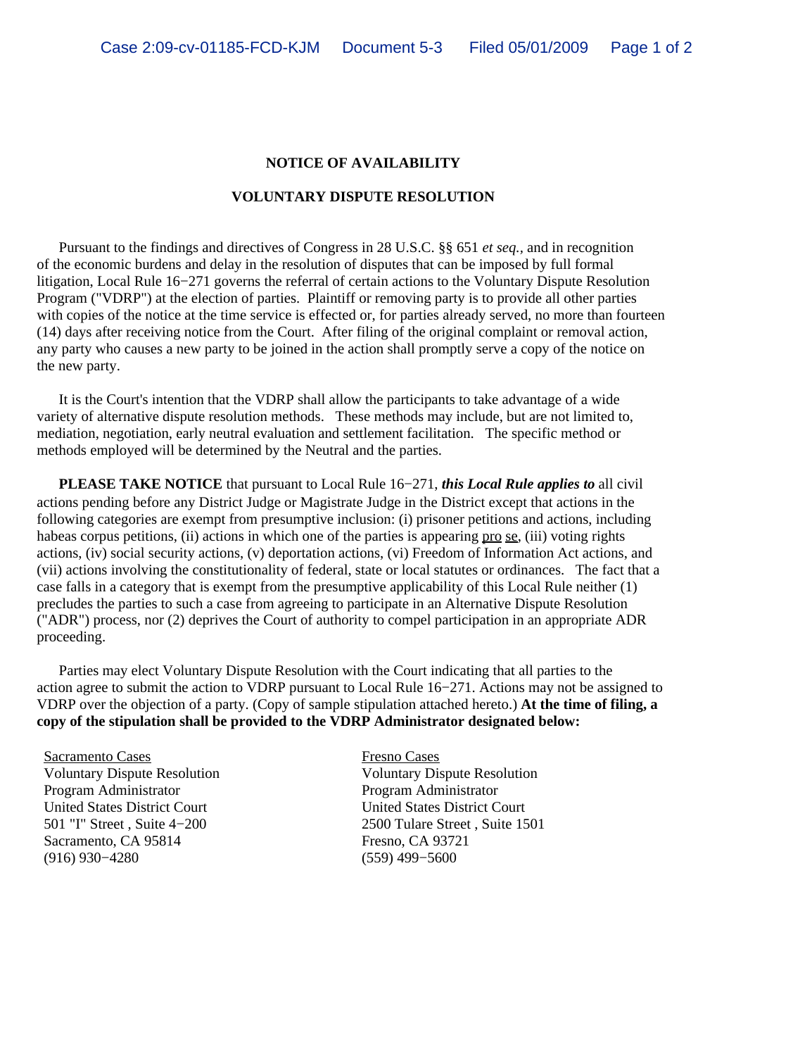# NOTICE OF AVAILABILITY

# VOLUNTARY DISPUTE RESOLUTION

Pursuant to the findings and directives of Congress in 28 U.S.C. §§ 651 *et seq.*, and in recognition of the economic burdens and delay in the resolution of disputes that can be imposed by full formal litigation, Local Rule 16−271 governs the referral of certain actions to the Voluntary Dispute Resolution Program ("VDRP") at the election of parties. Plaintiff or removing party is to provide all other parties with copies of the notice at the time service is effected or, for parties already served, no more than fourteen (14) days after receiving notice from the Court. After filing of the original complaint or removal action, any party who causes a new party to be joined in the action shall promptly serve a copy of the notice on the new party.

It is the Court's intention that the VDRP shall allow the participants to take advantage of a wide variety of alternative dispute resolution methods. These methods may include, but are not limited to, mediation, negotiation, early neutral evaluation and settlement facilitation. The specific method or methods employed will be determined by the Neutral and the parties.

**PLEASE TAKE NOTICE** that pursuant to Local Rule 16−271, ***this Local Rule applies to*** all civil actions pending before any District Judge or Magistrate Judge in the District except that actions in the following categories are exempt from presumptive inclusion: (i) prisoner petitions and actions, including habeas corpus petitions, (ii) actions in which one of the parties is appearing pro se, (iii) voting rights actions, (iv) social security actions, (v) deportation actions, (vi) Freedom of Information Act actions, and (vii) actions involving the constitutionality of federal, state or local statutes or ordinances. The fact that a case falls in a category that is exempt from the presumptive applicability of this Local Rule neither (1) precludes the parties to such a case from agreeing to participate in an Alternative Dispute Resolution ("ADR") process, nor (2) deprives the Court of authority to compel participation in an appropriate ADR proceeding.

Parties may elect Voluntary Dispute Resolution with the Court indicating that all parties to the action agree to submit the action to VDRP pursuant to Local Rule 16−271. Actions may not be assigned to VDRP over the objection of a party. (Copy of sample stipulation attached hereto.) **At the time of filing, a copy of the stipulation shall be provided to the VDRP Administrator designated below:**

Sacramento Cases
Voluntary Dispute Resolution
Program Administrator
United States District Court
501 "I" Street , Suite 4−200
Sacramento, CA 95814
(916) 930−4280

Fresno Cases
Voluntary Dispute Resolution
Program Administrator
United States District Court
2500 Tulare Street , Suite 1501
Fresno, CA 93721
(559) 499−5600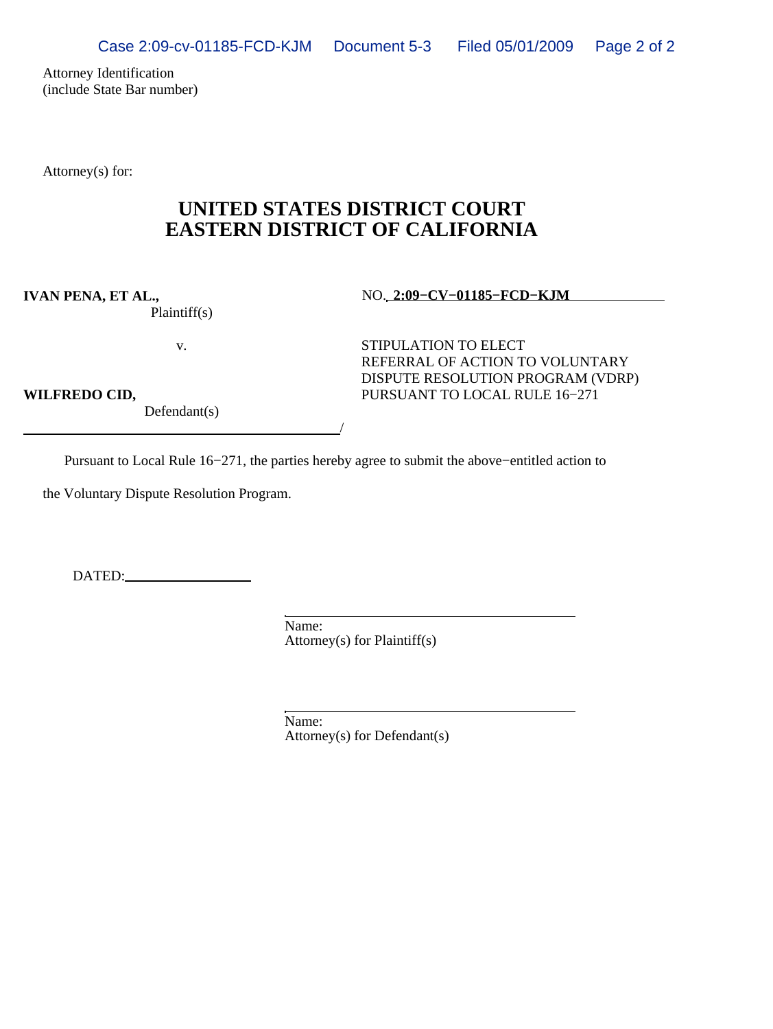Attorney Identification
(include State Bar number)

Attorney(s) for:

# UNITED STATES DISTRICT COURT
# EASTERN DISTRICT OF CALIFORNIA

**IVAN PENA, ET AL.,**
Plaintiff(s)

v.

**WILFREDO CID,**
Defendant(s)
_____________________________________/

NO. **2:09−CV−01185−FCD−KJM**

STIPULATION TO ELECT REFERRAL OF ACTION TO VOLUNTARY DISPUTE RESOLUTION PROGRAM (VDRP) PURSUANT TO LOCAL RULE 16−271

Pursuant to Local Rule 16−271, the parties hereby agree to submit the above−entitled action to the Voluntary Dispute Resolution Program.

DATED:__________________

_____________________________________
Name:
Attorney(s) for Plaintiff(s)

_____________________________________
Name:
Attorney(s) for Defendant(s)